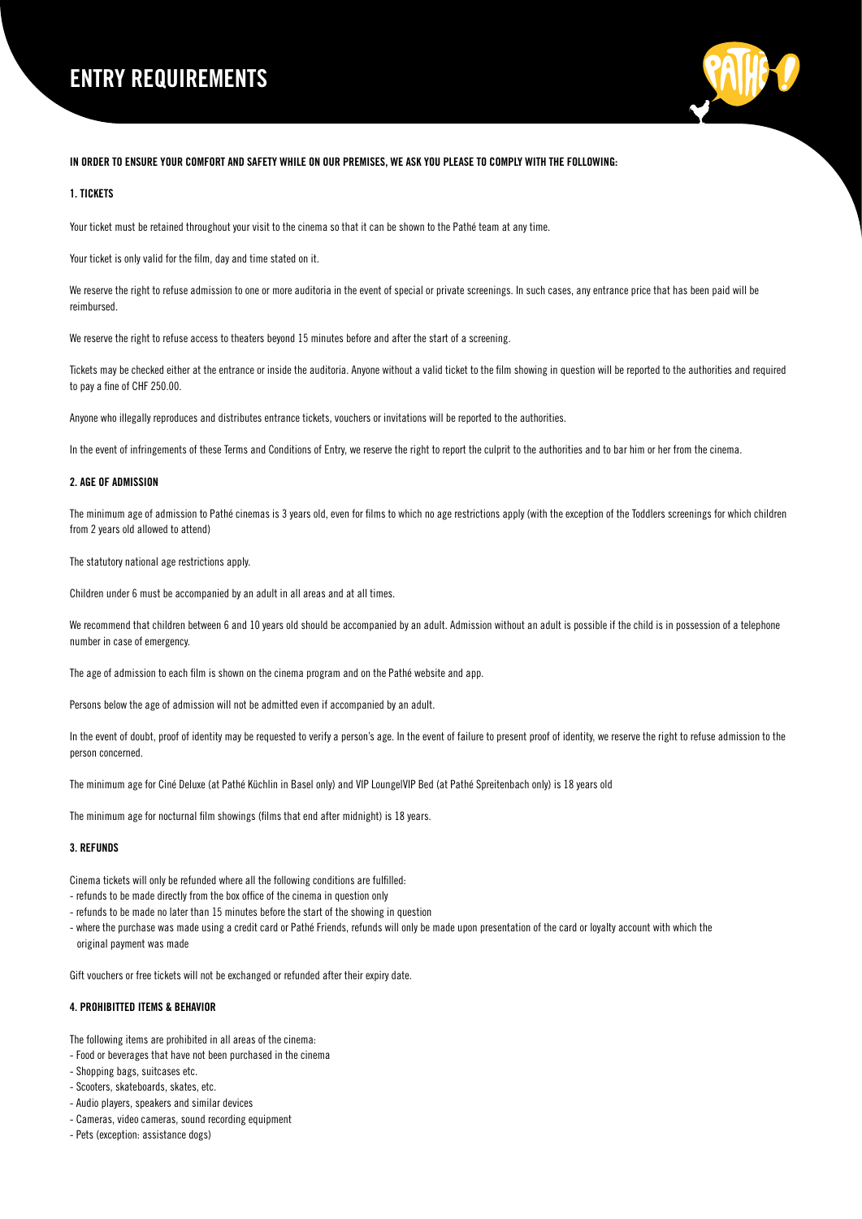# ENTRY REQUIREMENTS

**IN ORDER TO ENSURE YOUR COMFORT AND SAFETY WHILE ON OUR PREMISES, WE ASK YOU PLEASE TO COMPLY WITH THE FOLLOWING:**

## 1. TICKETS

Your ticket must be retained throughout your visit to the cinema so that it can be shown to the Pathé team at any time.

Your ticket is only valid for the film, day and time stated on it.

We reserve the right to refuse admission to one or more auditoria in the event of special or private screenings. In such cases, any entrance price that has been paid will be reimbursed.

We reserve the right to refuse access to theaters beyond 15 minutes before and after the start of a screening.

Tickets may be checked either at the entrance or inside the auditoria. Anyone without a valid ticket to the film showing in question will be reported to the authorities and required to pay a fine of CHF 250.00.

Anyone who illegally reproduces and distributes entrance tickets, vouchers or invitations will be reported to the authorities.

In the event of infringements of these Terms and Conditions of Entry, we reserve the right to report the culprit to the authorities and to bar him or her from the cinema.

## 2. AGE OF ADMISSION

The minimum age of admission to Pathé cinemas is 3 years old, even for films to which no age restrictions apply (with the exception of the Toddlers screenings for which children from 2 years old allowed to attend)

The statutory national age restrictions apply.

Children under 6 must be accompanied by an adult in all areas and at all times.

We recommend that children between 6 and 10 years old should be accompanied by an adult. Admission without an adult is possible if the child is in possession of a telephone number in case of emergency.

The age of admission to each film is shown on the cinema program and on the Pathé website and app.

Persons below the age of admission will not be admitted even if accompanied by an adult.

In the event of doubt, proof of identity may be requested to verify a person's age. In the event of failure to present proof of identity, we reserve the right to refuse admission to the person concerned.

The minimum age for Ciné Deluxe (at Pathé Küchlin in Basel only) and VIP Lounge|VIP Bed (at Pathé Spreitenbach only) is 18 years old

The minimum age for nocturnal film showings (films that end after midnight) is 18 years.

## 3. REFUNDS

Cinema tickets will only be refunded where all the following conditions are fulfilled:

- refunds to be made directly from the box office of the cinema in question only
- refunds to be made no later than 15 minutes before the start of the showing in question
- where the purchase was made using a credit card or Pathé Friends, refunds will only be made upon presentation of the card or loyalty account with which the original payment was made

Gift vouchers or free tickets will not be exchanged or refunded after their expiry date.

## 4. PROHIBITTED ITEMS & BEHAVIOR

The following items are prohibited in all areas of the cinema:

- Food or beverages that have not been purchased in the cinema
- Shopping bags, suitcases etc.
- Scooters, skateboards, skates, etc.
- Audio players, speakers and similar devices
- Cameras, video cameras, sound recording equipment
- Pets (exception: assistance dogs)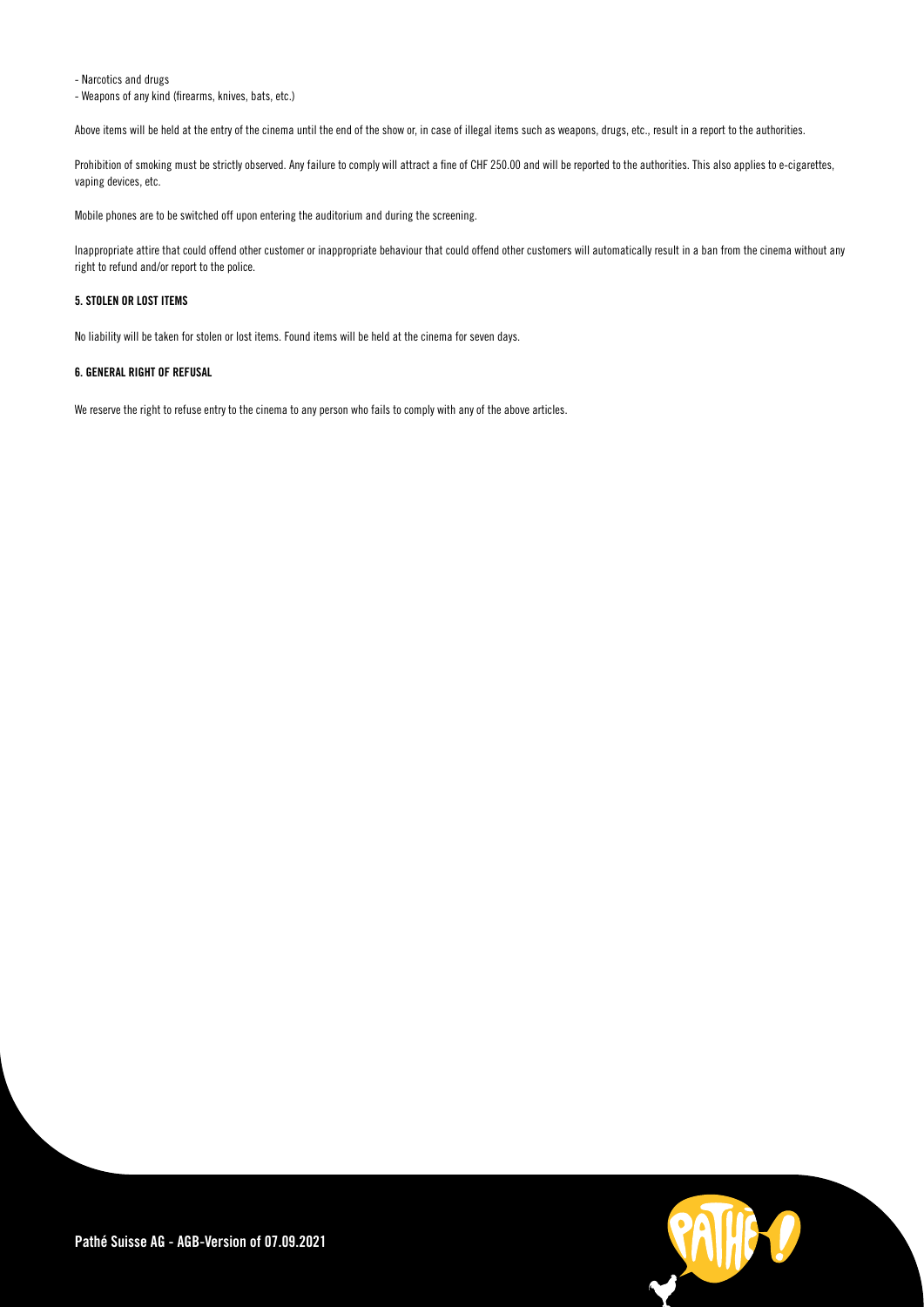- Narcotics and drugs
- Weapons of any kind (firearms, knives, bats, etc.)

Above items will be held at the entry of the cinema until the end of the show or, in case of illegal items such as weapons, drugs, etc., result in a report to the authorities.

Prohibition of smoking must be strictly observed. Any failure to comply will attract a fine of CHF 250.00 and will be reported to the authorities. This also applies to e-cigarettes, vaping devices, etc.

Mobile phones are to be switched off upon entering the auditorium and during the screening.

Inappropriate attire that could offend other customer or inappropriate behaviour that could offend other customers will automatically result in a ban from the cinema without any right to refund and/or report to the police.

## 5. STOLEN OR LOST ITEMS

No liability will be taken for stolen or lost items. Found items will be held at the cinema for seven days.

## 6. GENERAL RIGHT OF REFUSAL

We reserve the right to refuse entry to the cinema to any person who fails to comply with any of the above articles.

**Pathé Suisse AG - AGB-Version of 07.09.2021**